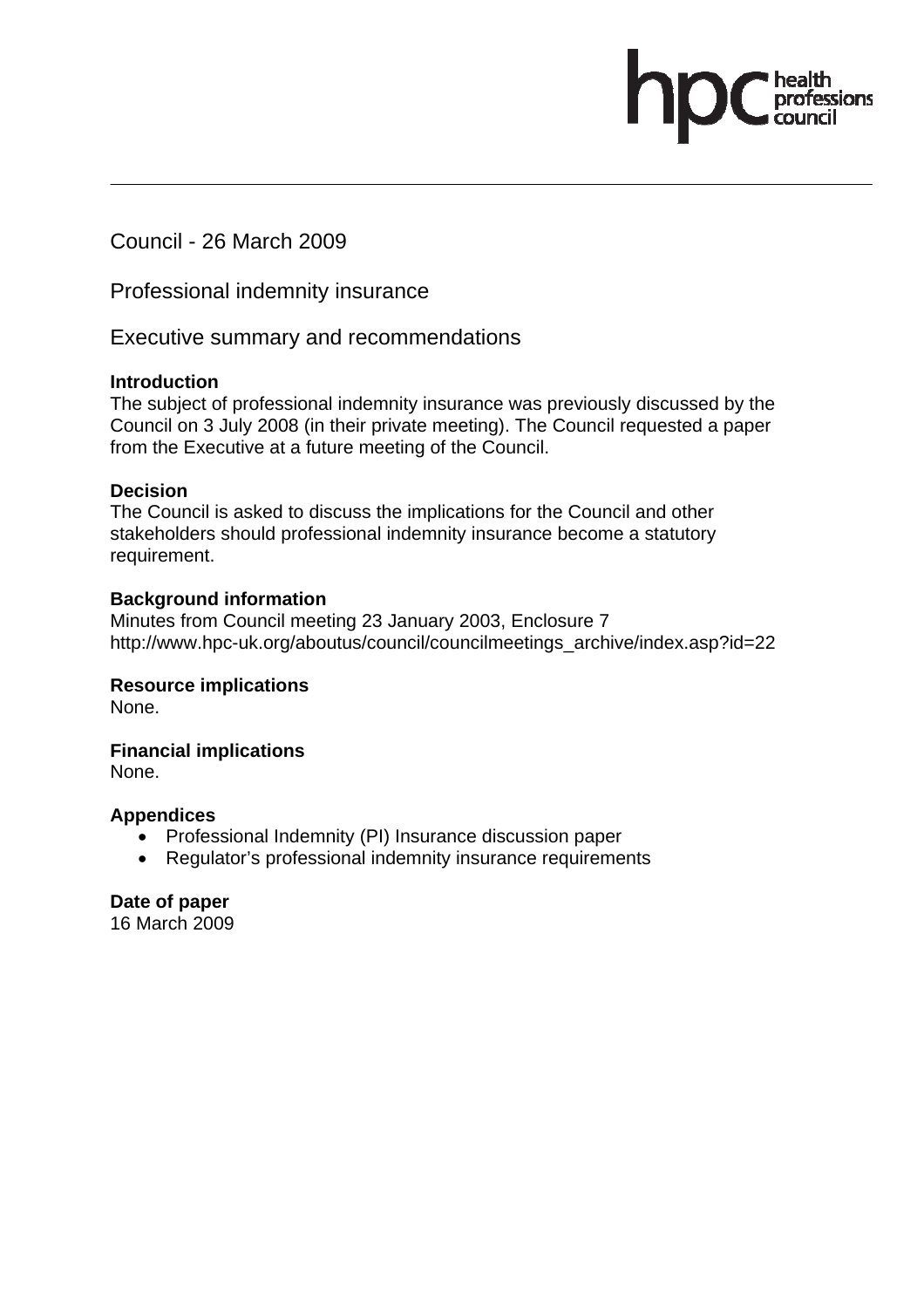Council - 26 March 2009

Professional indemnity insurance

Executive summary and recommendations

**Introduction**
The subject of professional indemnity insurance was previously discussed by the Council on 3 July 2008 (in their private meeting). The Council requested a paper from the Executive at a future meeting of the Council.

**Decision**
The Council is asked to discuss the implications for the Council and other stakeholders should professional indemnity insurance become a statutory requirement.

**Background information**
Minutes from Council meeting 23 January 2003, Enclosure 7
http://www.hpc-uk.org/aboutus/council/councilmeetings_archive/index.asp?id=22

**Resource implications**
None.

**Financial implications**
None.

**Appendices**
- Professional Indemnity (PI) Insurance discussion paper
- Regulator's professional indemnity insurance requirements

**Date of paper**
16 March 2009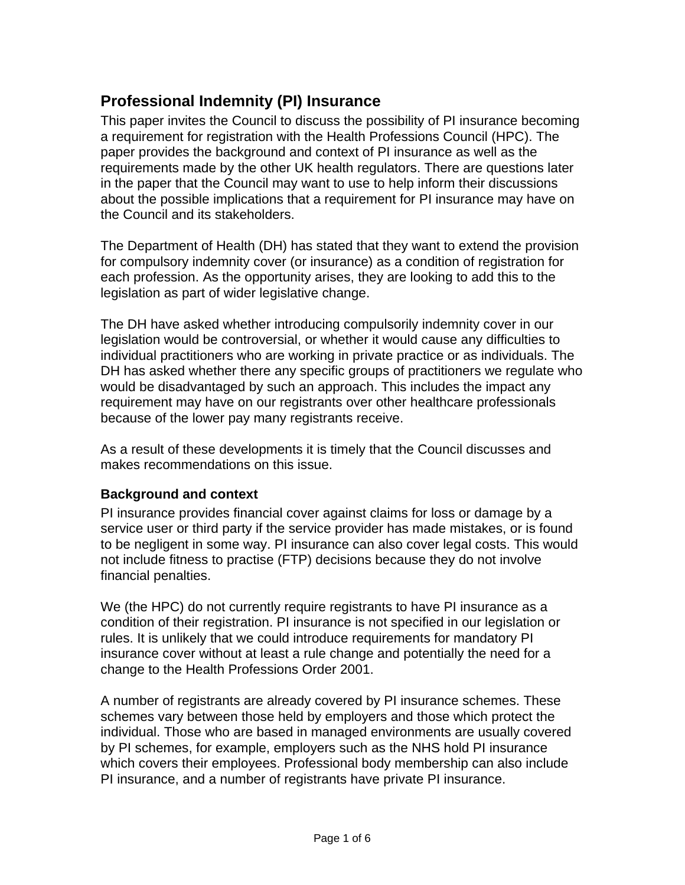## Professional Indemnity (PI) Insurance

This paper invites the Council to discuss the possibility of PI insurance becoming a requirement for registration with the Health Professions Council (HPC). The paper provides the background and context of PI insurance as well as the requirements made by the other UK health regulators. There are questions later in the paper that the Council may want to use to help inform their discussions about the possible implications that a requirement for PI insurance may have on the Council and its stakeholders.

The Department of Health (DH) has stated that they want to extend the provision for compulsory indemnity cover (or insurance) as a condition of registration for each profession. As the opportunity arises, they are looking to add this to the legislation as part of wider legislative change.

The DH have asked whether introducing compulsorily indemnity cover in our legislation would be controversial, or whether it would cause any difficulties to individual practitioners who are working in private practice or as individuals. The DH has asked whether there any specific groups of practitioners we regulate who would be disadvantaged by such an approach. This includes the impact any requirement may have on our registrants over other healthcare professionals because of the lower pay many registrants receive.

As a result of these developments it is timely that the Council discusses and makes recommendations on this issue.

### Background and context

PI insurance provides financial cover against claims for loss or damage by a service user or third party if the service provider has made mistakes, or is found to be negligent in some way. PI insurance can also cover legal costs. This would not include fitness to practise (FTP) decisions because they do not involve financial penalties.

We (the HPC) do not currently require registrants to have PI insurance as a condition of their registration. PI insurance is not specified in our legislation or rules. It is unlikely that we could introduce requirements for mandatory PI insurance cover without at least a rule change and potentially the need for a change to the Health Professions Order 2001.

A number of registrants are already covered by PI insurance schemes. These schemes vary between those held by employers and those which protect the individual. Those who are based in managed environments are usually covered by PI schemes, for example, employers such as the NHS hold PI insurance which covers their employees. Professional body membership can also include PI insurance, and a number of registrants have private PI insurance.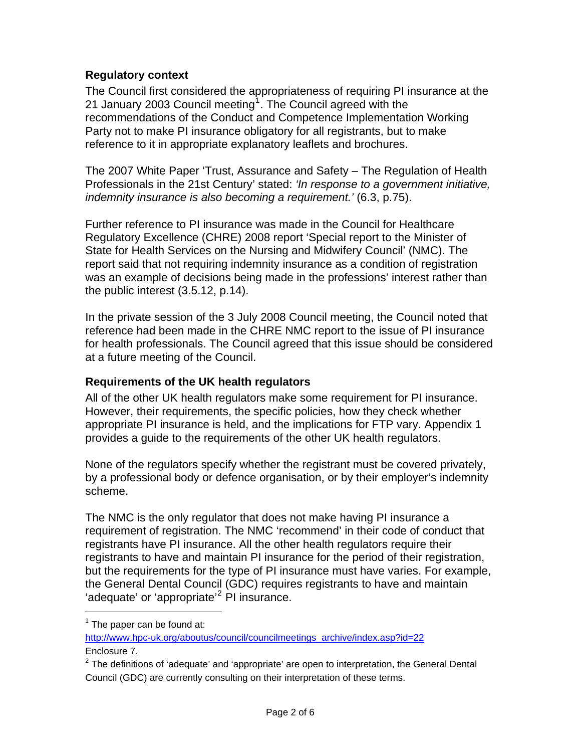### Regulatory context

The Council first considered the appropriateness of requiring PI insurance at the 21 January 2003 Council meeting[1]. The Council agreed with the recommendations of the Conduct and Competence Implementation Working Party not to make PI insurance obligatory for all registrants, but to make reference to it in appropriate explanatory leaflets and brochures.

The 2007 White Paper 'Trust, Assurance and Safety – The Regulation of Health Professionals in the 21st Century' stated: *'In response to a government initiative, indemnity insurance is also becoming a requirement.'* (6.3, p.75).

Further reference to PI insurance was made in the Council for Healthcare Regulatory Excellence (CHRE) 2008 report 'Special report to the Minister of State for Health Services on the Nursing and Midwifery Council' (NMC). The report said that not requiring indemnity insurance as a condition of registration was an example of decisions being made in the professions' interest rather than the public interest (3.5.12, p.14).

In the private session of the 3 July 2008 Council meeting, the Council noted that reference had been made in the CHRE NMC report to the issue of PI insurance for health professionals. The Council agreed that this issue should be considered at a future meeting of the Council.

### Requirements of the UK health regulators

All of the other UK health regulators make some requirement for PI insurance. However, their requirements, the specific policies, how they check whether appropriate PI insurance is held, and the implications for FTP vary. Appendix 1 provides a guide to the requirements of the other UK health regulators.

None of the regulators specify whether the registrant must be covered privately, by a professional body or defence organisation, or by their employer's indemnity scheme.

The NMC is the only regulator that does not make having PI insurance a requirement of registration. The NMC 'recommend' in their code of conduct that registrants have PI insurance. All the other health regulators require their registrants to have and maintain PI insurance for the period of their registration, but the requirements for the type of PI insurance must have varies. For example, the General Dental Council (GDC) requires registrants to have and maintain 'adequate' or 'appropriate'[2] PI insurance.

---

[1] The paper can be found at: http://www.hpc-uk.org/aboutus/council/councilmeetings_archive/index.asp?id=22 Enclosure 7.

[2] The definitions of 'adequate' and 'appropriate' are open to interpretation, the General Dental Council (GDC) are currently consulting on their interpretation of these terms.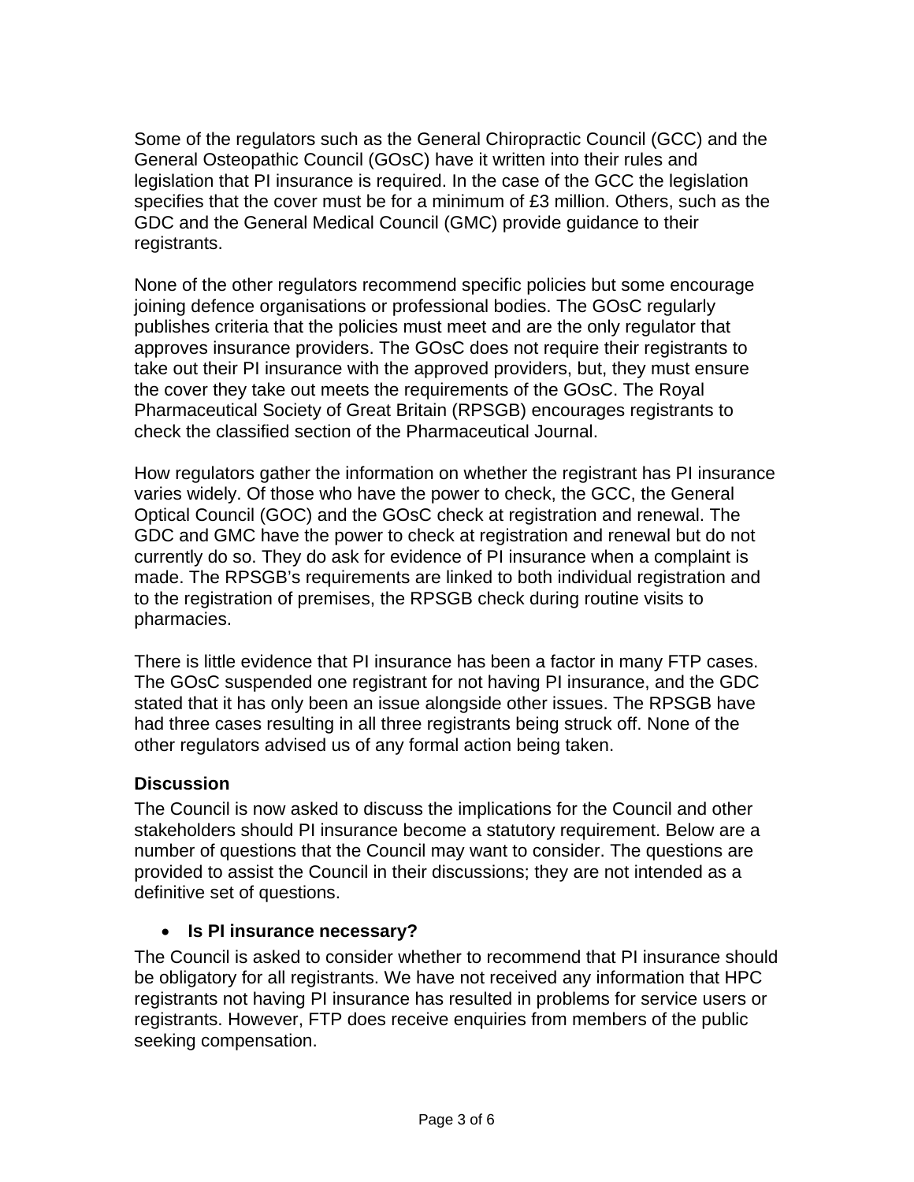Some of the regulators such as the General Chiropractic Council (GCC) and the General Osteopathic Council (GOsC) have it written into their rules and legislation that PI insurance is required. In the case of the GCC the legislation specifies that the cover must be for a minimum of £3 million. Others, such as the GDC and the General Medical Council (GMC) provide guidance to their registrants.

None of the other regulators recommend specific policies but some encourage joining defence organisations or professional bodies. The GOsC regularly publishes criteria that the policies must meet and are the only regulator that approves insurance providers. The GOsC does not require their registrants to take out their PI insurance with the approved providers, but, they must ensure the cover they take out meets the requirements of the GOsC. The Royal Pharmaceutical Society of Great Britain (RPSGB) encourages registrants to check the classified section of the Pharmaceutical Journal.

How regulators gather the information on whether the registrant has PI insurance varies widely. Of those who have the power to check, the GCC, the General Optical Council (GOC) and the GOsC check at registration and renewal. The GDC and GMC have the power to check at registration and renewal but do not currently do so. They do ask for evidence of PI insurance when a complaint is made. The RPSGB's requirements are linked to both individual registration and to the registration of premises, the RPSGB check during routine visits to pharmacies.

There is little evidence that PI insurance has been a factor in many FTP cases. The GOsC suspended one registrant for not having PI insurance, and the GDC stated that it has only been an issue alongside other issues. The RPSGB have had three cases resulting in all three registrants being struck off. None of the other regulators advised us of any formal action being taken.

### Discussion

The Council is now asked to discuss the implications for the Council and other stakeholders should PI insurance become a statutory requirement. Below are a number of questions that the Council may want to consider. The questions are provided to assist the Council in their discussions; they are not intended as a definitive set of questions.

- **Is PI insurance necessary?**

The Council is asked to consider whether to recommend that PI insurance should be obligatory for all registrants. We have not received any information that HPC registrants not having PI insurance has resulted in problems for service users or registrants. However, FTP does receive enquiries from members of the public seeking compensation.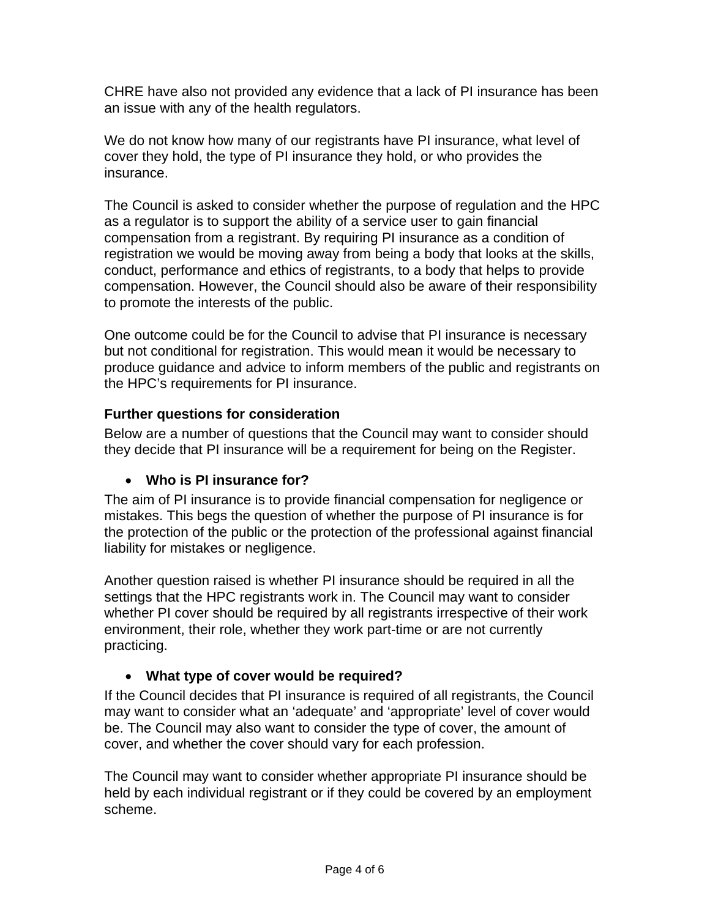CHRE have also not provided any evidence that a lack of PI insurance has been an issue with any of the health regulators.

We do not know how many of our registrants have PI insurance, what level of cover they hold, the type of PI insurance they hold, or who provides the insurance.

The Council is asked to consider whether the purpose of regulation and the HPC as a regulator is to support the ability of a service user to gain financial compensation from a registrant. By requiring PI insurance as a condition of registration we would be moving away from being a body that looks at the skills, conduct, performance and ethics of registrants, to a body that helps to provide compensation. However, the Council should also be aware of their responsibility to promote the interests of the public.

One outcome could be for the Council to advise that PI insurance is necessary but not conditional for registration. This would mean it would be necessary to produce guidance and advice to inform members of the public and registrants on the HPC's requirements for PI insurance.

**Further questions for consideration**

Below are a number of questions that the Council may want to consider should they decide that PI insurance will be a requirement for being on the Register.

- **Who is PI insurance for?**

The aim of PI insurance is to provide financial compensation for negligence or mistakes. This begs the question of whether the purpose of PI insurance is for the protection of the public or the protection of the professional against financial liability for mistakes or negligence.

Another question raised is whether PI insurance should be required in all the settings that the HPC registrants work in. The Council may want to consider whether PI cover should be required by all registrants irrespective of their work environment, their role, whether they work part-time or are not currently practicing.

- **What type of cover would be required?**

If the Council decides that PI insurance is required of all registrants, the Council may want to consider what an 'adequate' and 'appropriate' level of cover would be. The Council may also want to consider the type of cover, the amount of cover, and whether the cover should vary for each profession.

The Council may want to consider whether appropriate PI insurance should be held by each individual registrant or if they could be covered by an employment scheme.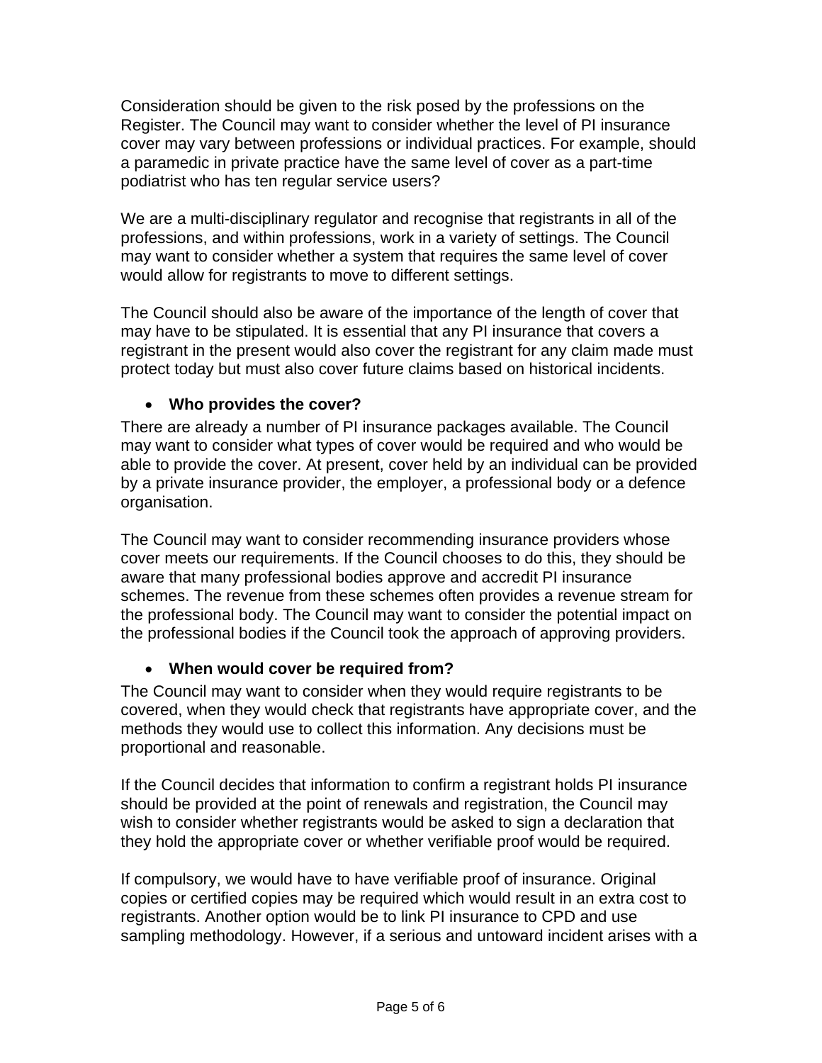Consideration should be given to the risk posed by the professions on the Register. The Council may want to consider whether the level of PI insurance cover may vary between professions or individual practices. For example, should a paramedic in private practice have the same level of cover as a part-time podiatrist who has ten regular service users?

We are a multi-disciplinary regulator and recognise that registrants in all of the professions, and within professions, work in a variety of settings. The Council may want to consider whether a system that requires the same level of cover would allow for registrants to move to different settings.

The Council should also be aware of the importance of the length of cover that may have to be stipulated. It is essential that any PI insurance that covers a registrant in the present would also cover the registrant for any claim made must protect today but must also cover future claims based on historical incidents.

- **Who provides the cover?**

There are already a number of PI insurance packages available. The Council may want to consider what types of cover would be required and who would be able to provide the cover. At present, cover held by an individual can be provided by a private insurance provider, the employer, a professional body or a defence organisation.

The Council may want to consider recommending insurance providers whose cover meets our requirements. If the Council chooses to do this, they should be aware that many professional bodies approve and accredit PI insurance schemes. The revenue from these schemes often provides a revenue stream for the professional body. The Council may want to consider the potential impact on the professional bodies if the Council took the approach of approving providers.

- **When would cover be required from?**

The Council may want to consider when they would require registrants to be covered, when they would check that registrants have appropriate cover, and the methods they would use to collect this information. Any decisions must be proportional and reasonable.

If the Council decides that information to confirm a registrant holds PI insurance should be provided at the point of renewals and registration, the Council may wish to consider whether registrants would be asked to sign a declaration that they hold the appropriate cover or whether verifiable proof would be required.

If compulsory, we would have to have verifiable proof of insurance. Original copies or certified copies may be required which would result in an extra cost to registrants. Another option would be to link PI insurance to CPD and use sampling methodology. However, if a serious and untoward incident arises with a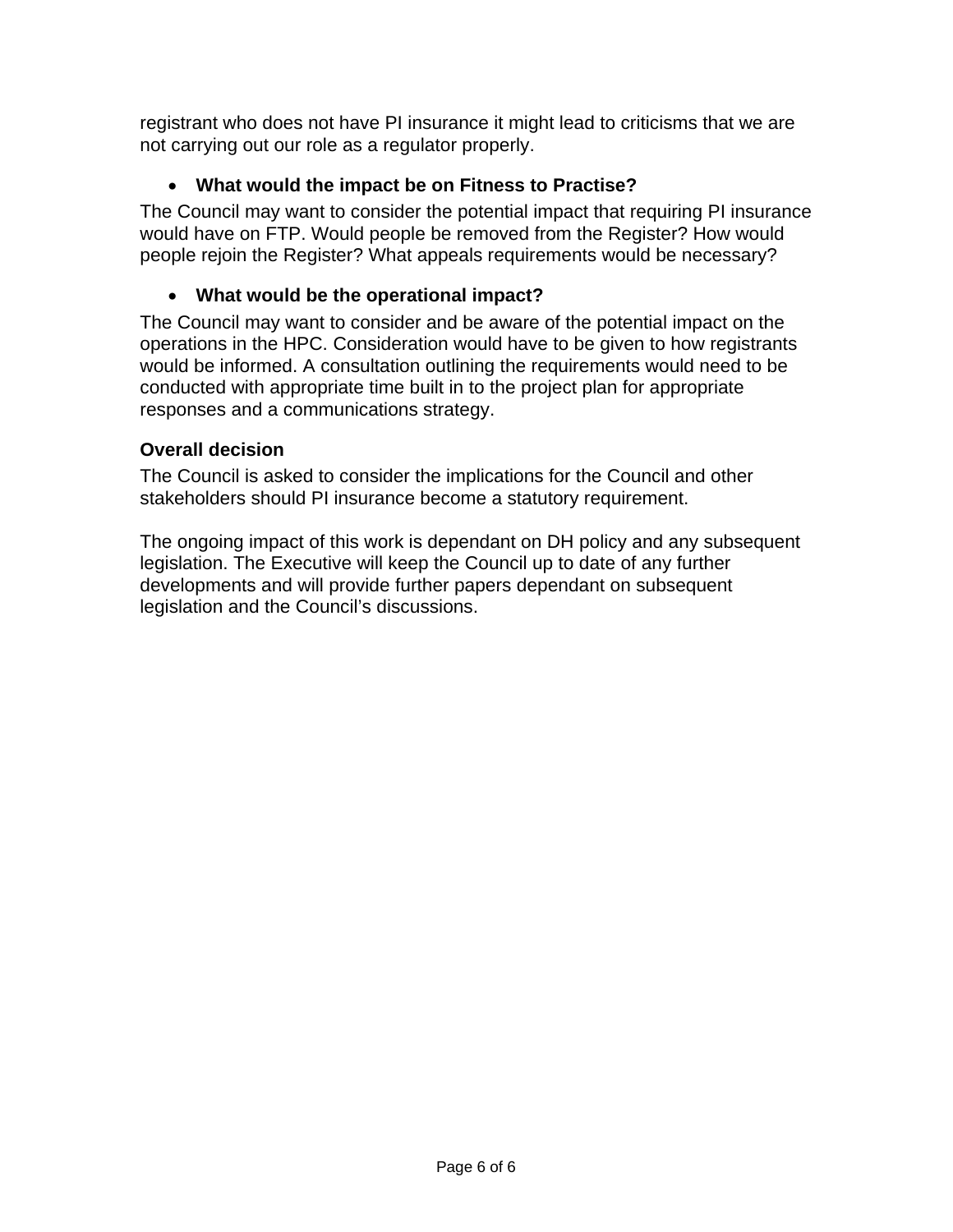registrant who does not have PI insurance it might lead to criticisms that we are not carrying out our role as a regulator properly.

- **What would the impact be on Fitness to Practise?**

The Council may want to consider the potential impact that requiring PI insurance would have on FTP. Would people be removed from the Register? How would people rejoin the Register? What appeals requirements would be necessary?

- **What would be the operational impact?**

The Council may want to consider and be aware of the potential impact on the operations in the HPC. Consideration would have to be given to how registrants would be informed. A consultation outlining the requirements would need to be conducted with appropriate time built in to the project plan for appropriate responses and a communications strategy.

**Overall decision**

The Council is asked to consider the implications for the Council and other stakeholders should PI insurance become a statutory requirement.

The ongoing impact of this work is dependant on DH policy and any subsequent legislation. The Executive will keep the Council up to date of any further developments and will provide further papers dependant on subsequent legislation and the Council's discussions.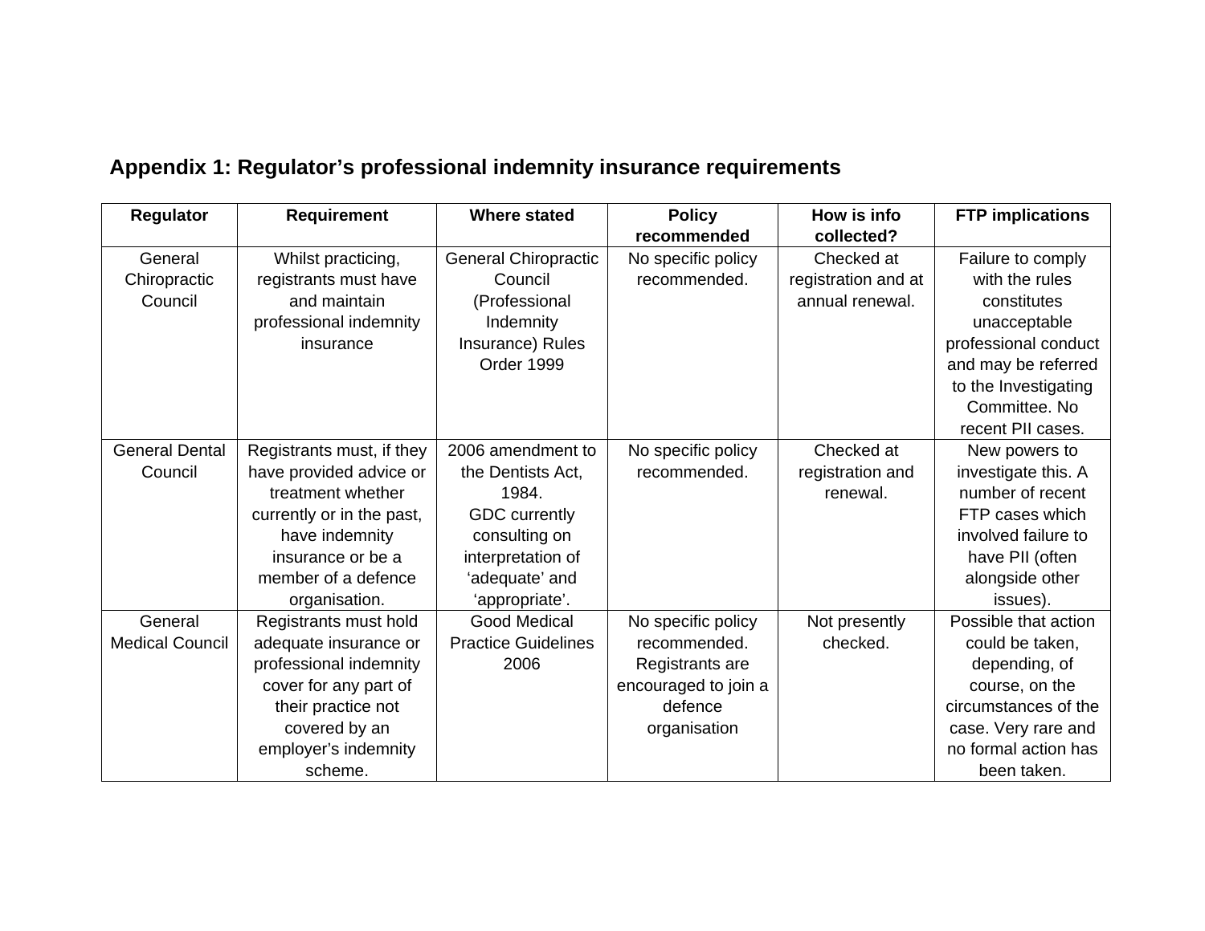## Appendix 1: Regulator's professional indemnity insurance requirements

| Regulator | Requirement | Where stated | Policy recommended | How is info collected? | FTP implications |
|---|---|---|---|---|---|
| General Chiropractic Council | Whilst practicing, registrants must have and maintain professional indemnity insurance | General Chiropractic Council (Professional Indemnity Insurance) Rules Order 1999 | No specific policy recommended. | Checked at registration and at annual renewal. | Failure to comply with the rules constitutes unacceptable professional conduct and may be referred to the Investigating Committee. No recent PII cases. |
| General Dental Council | Registrants must, if they have provided advice or treatment whether currently or in the past, have indemnity insurance or be a member of a defence organisation. | 2006 amendment to the Dentists Act, 1984. GDC currently consulting on interpretation of 'adequate' and 'appropriate'. | No specific policy recommended. | Checked at registration and renewal. | New powers to investigate this. A number of recent FTP cases which involved failure to have PII (often alongside other issues). |
| General Medical Council | Registrants must hold adequate insurance or professional indemnity cover for any part of their practice not covered by an employer's indemnity scheme. | Good Medical Practice Guidelines 2006 | No specific policy recommended. Registrants are encouraged to join a defence organisation | Not presently checked. | Possible that action could be taken, depending, of course, on the circumstances of the case. Very rare and no formal action has been taken. |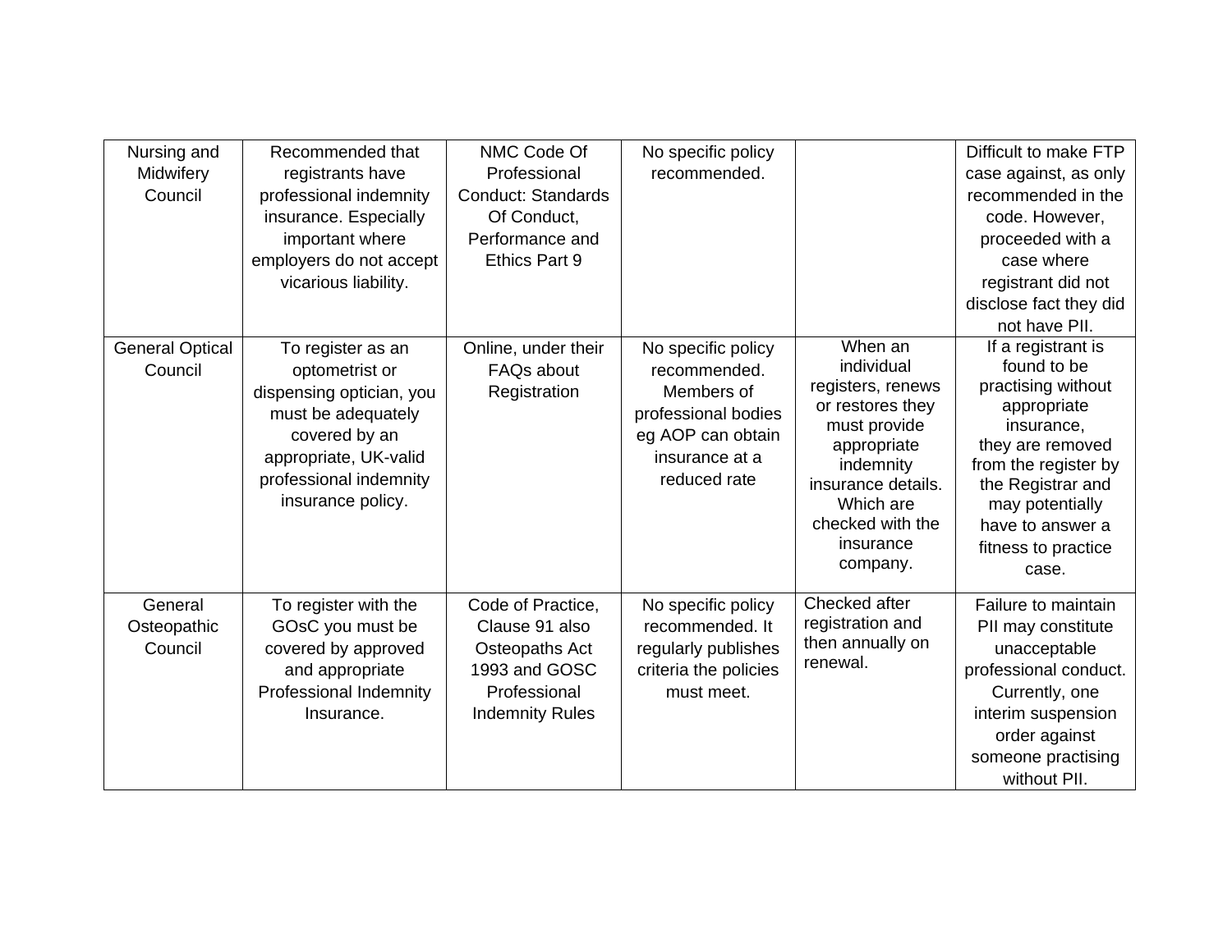| | | | | | |
|---|---|---|---|---|---|
| Nursing and Midwifery Council | Recommended that registrants have professional indemnity insurance. Especially important where employers do not accept vicarious liability. | NMC Code Of Professional Conduct: Standards Of Conduct, Performance and Ethics Part 9 | No specific policy recommended. | | Difficult to make FTP case against, as only recommended in the code. However, proceeded with a case where registrant did not disclose fact they did not have PII. |
| General Optical Council | To register as an optometrist or dispensing optician, you must be adequately covered by an appropriate, UK-valid professional indemnity insurance policy. | Online, under their FAQs about Registration | No specific policy recommended. Members of professional bodies eg AOP can obtain insurance at a reduced rate | When an individual registers, renews or restores they must provide appropriate indemnity insurance details. Which are checked with the insurance company. | If a registrant is found to be practising without appropriate insurance, they are removed from the register by the Registrar and may potentially have to answer a fitness to practice case. |
| General Osteopathic Council | To register with the GOsC you must be covered by approved and appropriate Professional Indemnity Insurance. | Code of Practice, Clause 91 also Osteopaths Act 1993 and GOSC Professional Indemnity Rules | No specific policy recommended. It regularly publishes criteria the policies must meet. | Checked after registration and then annually on renewal. | Failure to maintain PII may constitute unacceptable professional conduct. Currently, one interim suspension order against someone practising without PII. |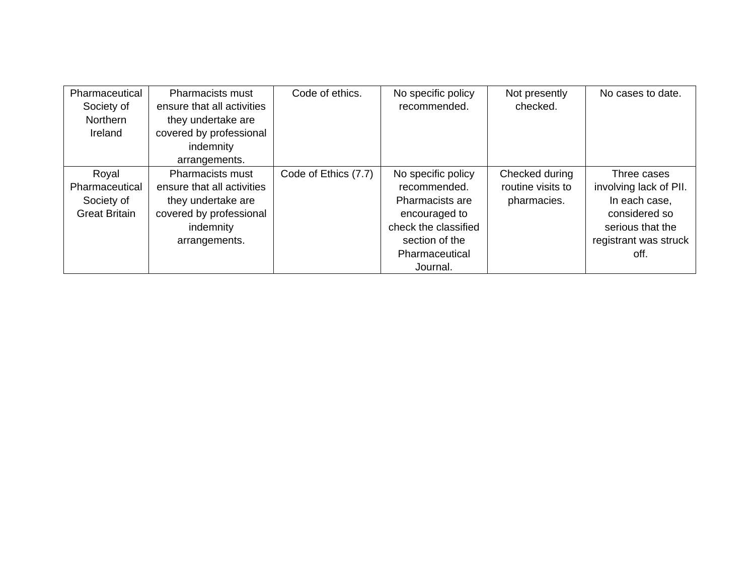| | | | | | |
|---|---|---|---|---|---|
| Pharmaceutical Society of Northern Ireland | Pharmacists must ensure that all activities they undertake are covered by professional indemnity arrangements. | Code of ethics. | No specific policy recommended. | Not presently checked. | No cases to date. |
| Royal Pharmaceutical Society of Great Britain | Pharmacists must ensure that all activities they undertake are covered by professional indemnity arrangements. | Code of Ethics (7.7) | No specific policy recommended. Pharmacists are encouraged to check the classified section of the Pharmaceutical Journal. | Checked during routine visits to pharmacies. | Three cases involving lack of PII. In each case, considered so serious that the registrant was struck off. |